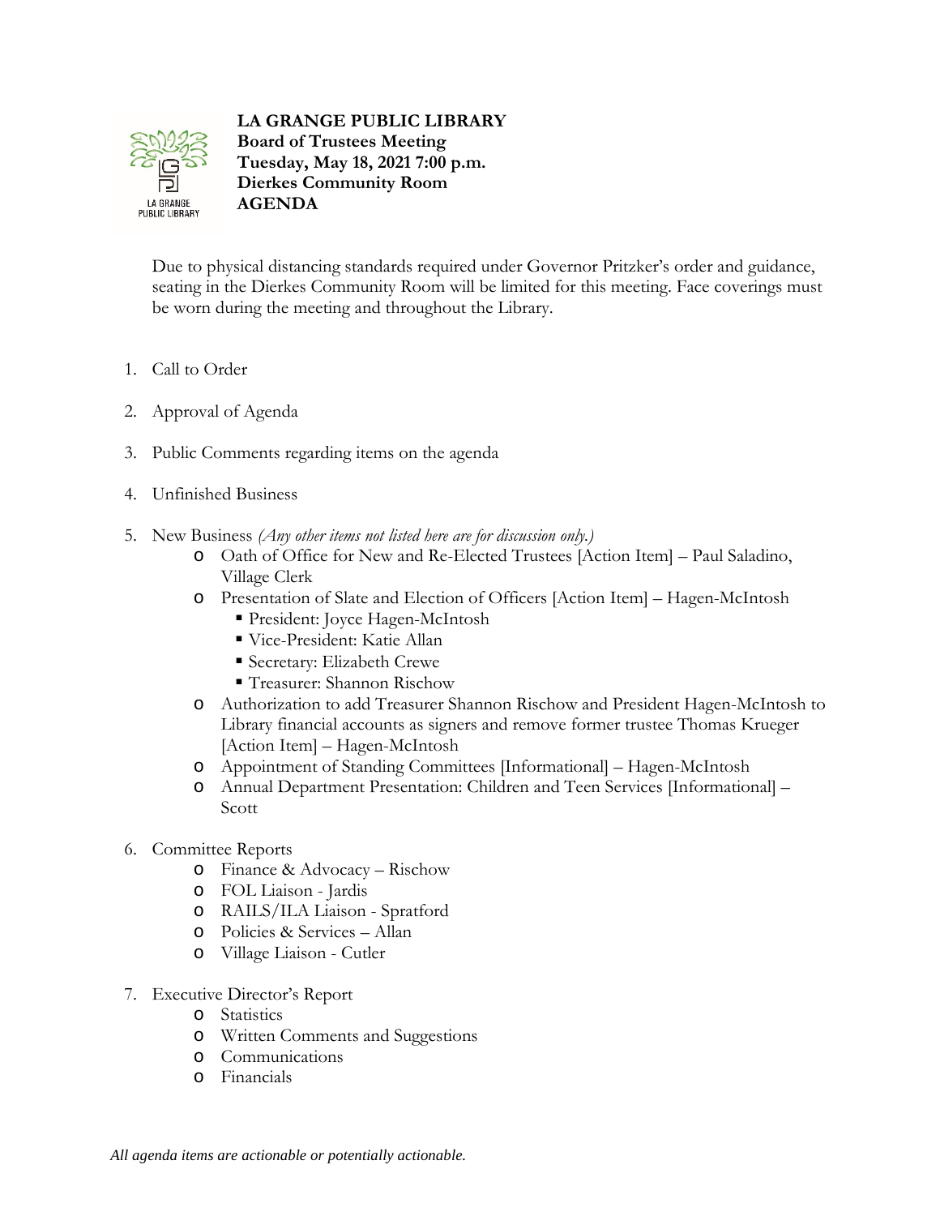# LA GRANGE PUBLIC LIBRARY

**Board of Trustees Meeting**
**Tuesday, May 18, 2021 7:00 p.m.**
**Dierkes Community Room**
**AGENDA**

Due to physical distancing standards required under Governor Pritzker's order and guidance, seating in the Dierkes Community Room will be limited for this meeting. Face coverings must be worn during the meeting and throughout the Library.

1. Call to Order

2. Approval of Agenda

3. Public Comments regarding items on the agenda

4. Unfinished Business

5. New Business *(Any other items not listed here are for discussion only.)*
   - Oath of Office for New and Re-Elected Trustees [Action Item] – Paul Saladino, Village Clerk
   - Presentation of Slate and Election of Officers [Action Item] – Hagen-McIntosh
     - President: Joyce Hagen-McIntosh
     - Vice-President: Katie Allan
     - Secretary: Elizabeth Crewe
     - Treasurer: Shannon Rischow
   - Authorization to add Treasurer Shannon Rischow and President Hagen-McIntosh to Library financial accounts as signers and remove former trustee Thomas Krueger [Action Item] – Hagen-McIntosh
   - Appointment of Standing Committees [Informational] – Hagen-McIntosh
   - Annual Department Presentation: Children and Teen Services [Informational] – Scott

6. Committee Reports
   - Finance & Advocacy – Rischow
   - FOL Liaison - Jardis
   - RAILS/ILA Liaison - Spratford
   - Policies & Services – Allan
   - Village Liaison - Cutler

7. Executive Director's Report
   - Statistics
   - Written Comments and Suggestions
   - Communications
   - Financials

*All agenda items are actionable or potentially actionable.*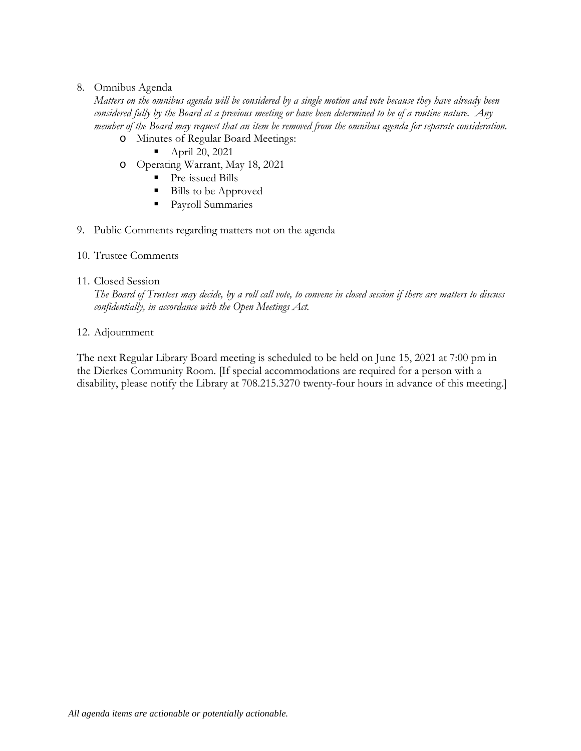8. Omnibus Agenda

   *Matters on the omnibus agenda will be considered by a single motion and vote because they have already been considered fully by the Board at a previous meeting or have been determined to be of a routine nature. Any member of the Board may request that an item be removed from the omnibus agenda for separate consideration.*

   - Minutes of Regular Board Meetings:
     - April 20, 2021
   - Operating Warrant, May 18, 2021
     - Pre-issued Bills
     - Bills to be Approved
     - Payroll Summaries

9. Public Comments regarding matters not on the agenda

10. Trustee Comments

11. Closed Session

    *The Board of Trustees may decide, by a roll call vote, to convene in closed session if there are matters to discuss confidentially, in accordance with the Open Meetings Act.*

12. Adjournment

The next Regular Library Board meeting is scheduled to be held on June 15, 2021 at 7:00 pm in the Dierkes Community Room. [If special accommodations are required for a person with a disability, please notify the Library at 708.215.3270 twenty-four hours in advance of this meeting.]

*All agenda items are actionable or potentially actionable.*